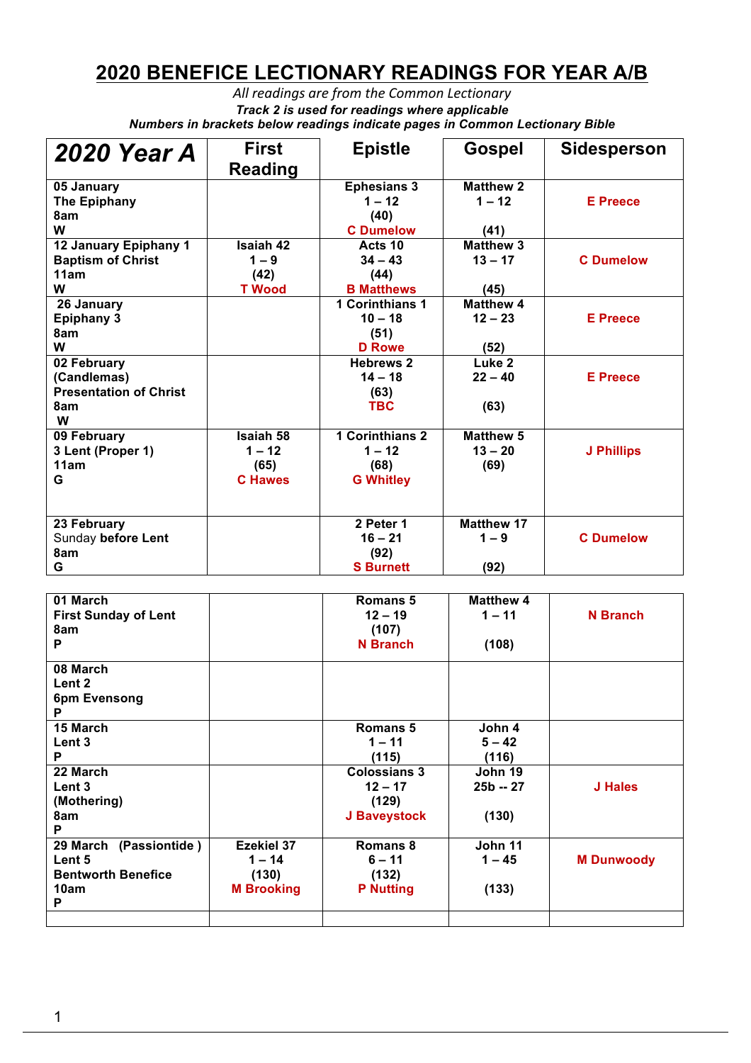# 2020 BENEFICE LECTIONARY READINGS FOR YEAR A/B

*All readings are from the Common Lectionary*

***Track 2 is used for readings where applicable***

***Numbers in brackets below readings indicate pages in Common Lectionary Bible***

| 2020 Year A | First Reading | Epistle | Gospel | Sidesperson |
|---|---|---|---|---|
| 05 January<br>The Epiphany<br>8am<br>W | | Ephesians 3<br>1 – 12<br>(40)<br>C Dumelow | Matthew 2<br>1 – 12<br><br>(41) | E Preece |
| 12 January Epiphany 1<br>Baptism of Christ<br>11am<br>W | Isaiah 42<br>1 – 9<br>(42)<br>T Wood | Acts 10<br>34 – 43<br>(44)<br>B Matthews | Matthew 3<br>13 – 17<br><br>(45) | C Dumelow |
| 26 January<br>Epiphany 3<br>8am<br>W | | 1 Corinthians 1<br>10 – 18<br>(51)<br>D Rowe | Matthew 4<br>12 – 23<br><br>(52) | E Preece |
| 02 February<br>(Candlemas)<br>Presentation of Christ<br>8am<br>W | | Hebrews 2<br>14 – 18<br>(63)<br>TBC | Luke 2<br>22 – 40<br><br>(63) | E Preece |
| 09 February<br>3 Lent (Proper 1)<br>11am<br>G | Isaiah 58<br>1 – 12<br>(65)<br>C Hawes | 1 Corinthians 2<br>1 – 12<br>(68)<br>G Whitley | Matthew 5<br>13 – 20<br>(69) | J Phillips |
| 23 February<br>Sunday before Lent<br>8am<br>G | | 2 Peter 1<br>16 – 21<br>(92)<br>S Burnett | Matthew 17<br>1 – 9<br><br>(92) | C Dumelow |
| 01 March<br>First Sunday of Lent<br>8am<br>P | | Romans 5<br>12 – 19<br>(107)<br>N Branch | Matthew 4<br>1 – 11<br><br>(108) | N Branch |
| 08 March<br>Lent 2<br>6pm Evensong<br>P | | | | |
| 15 March<br>Lent 3<br>P | | Romans 5<br>1 – 11<br>(115) | John 4<br>5 – 42<br>(116) | |
| 22 March<br>Lent 3<br>(Mothering)<br>8am<br>P | | Colossians 3<br>12 – 17<br>(129)<br>J Baveystock | John 19<br>25b -- 27<br><br>(130) | J Hales |
| 29 March (Passiontide )<br>Lent 5<br>Bentworth Benefice<br>10am<br>P | Ezekiel 37<br>1 – 14<br>(130)<br>M Brooking | Romans 8<br>6 – 11<br>(132)<br>P Nutting | John 11<br>1 – 45<br><br>(133) | M Dunwoody |
| | | | | |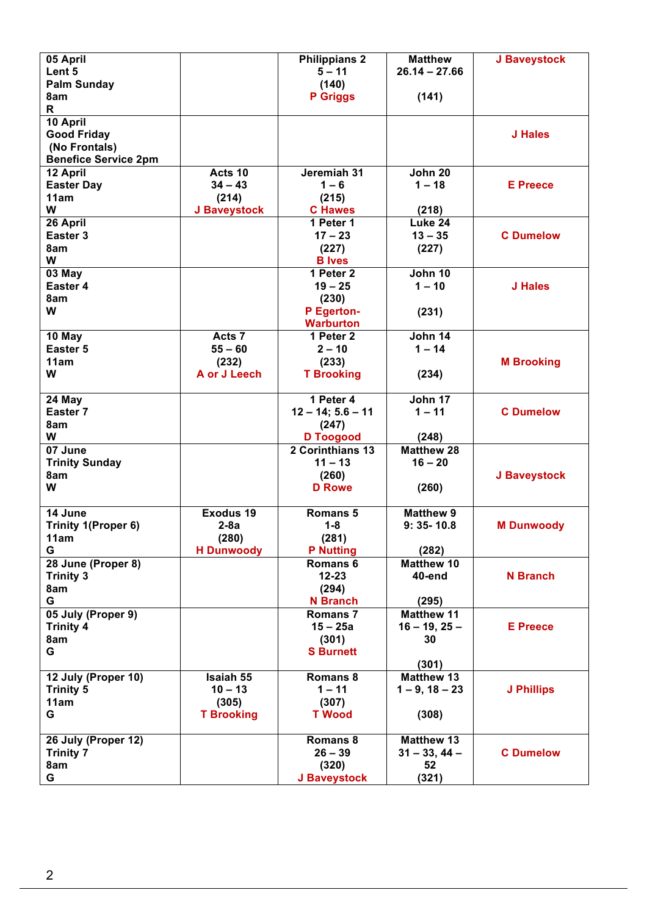| | | | | |
|---|---|---|---|---|
| 05 April<br>Lent 5<br>Palm Sunday<br>8am<br>R | | Philippians 2<br>5 – 11<br>(140)<br>P Griggs | Matthew<br>26.14 – 27.66<br><br>(141) | J Baveystock |
| 10 April<br>Good Friday<br>(No Frontals)<br>Benefice Service 2pm | | | | J Hales |
| 12 April<br>Easter Day<br>11am<br>W | Acts 10<br>34 – 43<br>(214)<br>J Baveystock | Jeremiah 31<br>1 – 6<br>(215)<br>C Hawes | John 20<br>1 – 18<br><br>(218) | E Preece |
| 26 April<br>Easter 3<br>8am<br>W | | 1 Peter 1<br>17 – 23<br>(227)<br>B Ives | Luke 24<br>13 – 35<br>(227) | C Dumelow |
| 03 May<br>Easter 4<br>8am<br>W | | 1 Peter 2<br>19 – 25<br>(230)<br>P Egerton-Warburton | John 10<br>1 – 10<br><br>(231) | J Hales |
| 10 May<br>Easter 5<br>11am<br>W | Acts 7<br>55 – 60<br>(232)<br>A or J Leech | 1 Peter 2<br>2 – 10<br>(233)<br>T Brooking | John 14<br>1 – 14<br><br>(234) | M Brooking |
| 24 May<br>Easter 7<br>8am<br>W | | 1 Peter 4<br>12 – 14; 5.6 – 11<br>(247)<br>D Toogood | John 17<br>1 – 11<br><br>(248) | C Dumelow |
| 07 June<br>Trinity Sunday<br>8am<br>W | | 2 Corinthians 13<br>11 – 13<br>(260)<br>D Rowe | Matthew 28<br>16 – 20<br><br>(260) | J Baveystock |
| 14 June<br>Trinity 1(Proper 6)<br>11am<br>G | Exodus 19<br>2-8a<br>(280)<br>H Dunwoody | Romans 5<br>1-8<br>(281)<br>P Nutting | Matthew 9<br>9: 35- 10.8<br><br>(282) | M Dunwoody |
| 28 June (Proper 8)<br>Trinity 3<br>8am<br>G | | Romans 6<br>12-23<br>(294)<br>N Branch | Matthew 10<br>40-end<br><br>(295) | N Branch |
| 05 July (Proper 9)<br>Trinity 4<br>8am<br>G | | Romans 7<br>15 – 25a<br>(301)<br>S Burnett | Matthew 11<br>16 – 19, 25 – 30<br><br>(301) | E Preece |
| 12 July (Proper 10)<br>Trinity 5<br>11am<br>G | Isaiah 55<br>10 – 13<br>(305)<br>T Brooking | Romans 8<br>1 – 11<br>(307)<br>T Wood | Matthew 13<br>1 – 9, 18 – 23<br><br>(308) | J Phillips |
| 26 July (Proper 12)<br>Trinity 7<br>8am<br>G | | Romans 8<br>26 – 39<br>(320)<br>J Baveystock | Matthew 13<br>31 – 33, 44 – 52<br>(321) | C Dumelow |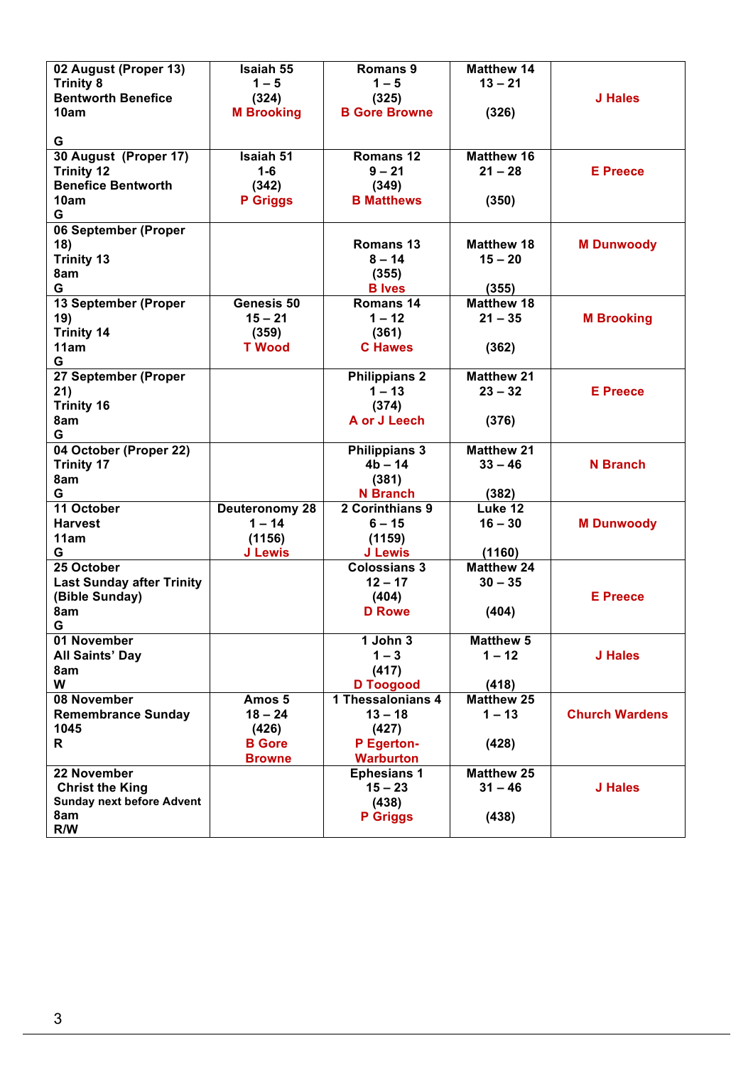| 02 August (Proper 13) Trinity 8 Bentworth Benefice 10am G | Isaiah 55 1 – 5 (324) M Brooking | Romans 9 1 – 5 (325) B Gore Browne | Matthew 14 13 – 21 (326) | J Hales |
|---|---|---|---|---|
| 30 August (Proper 17) Trinity 12 Benefice Bentworth 10am G | Isaiah 51 1-6 (342) P Griggs | Romans 12 9 – 21 (349) B Matthews | Matthew 16 21 – 28 (350) | E Preece |
| 06 September (Proper 18) Trinity 13 8am G | | Romans 13 8 – 14 (355) B Ives | Matthew 18 15 – 20 (355) | M Dunwoody |
| 13 September (Proper 19) Trinity 14 11am G | Genesis 50 15 – 21 (359) T Wood | Romans 14 1 – 12 (361) C Hawes | Matthew 18 21 – 35 (362) | M Brooking |
| 27 September (Proper 21) Trinity 16 8am G | | Philippians 2 1 – 13 (374) A or J Leech | Matthew 21 23 – 32 (376) | E Preece |
| 04 October (Proper 22) Trinity 17 8am G | | Philippians 3 4b – 14 (381) N Branch | Matthew 21 33 – 46 (382) | N Branch |
| 11 October Harvest 11am G | Deuteronomy 28 1 – 14 (1156) J Lewis | 2 Corinthians 9 6 – 15 (1159) J Lewis | Luke 12 16 – 30 (1160) | M Dunwoody |
| 25 October Last Sunday after Trinity (Bible Sunday) 8am G | | Colossians 3 12 – 17 (404) D Rowe | Matthew 24 30 – 35 (404) | E Preece |
| 01 November All Saints' Day 8am W | | 1 John 3 1 – 3 (417) D Toogood | Matthew 5 1 – 12 (418) | J Hales |
| 08 November Remembrance Sunday 1045 R | Amos 5 18 – 24 (426) B Gore Browne | 1 Thessalonians 4 13 – 18 (427) P Egerton-Warburton | Matthew 25 1 – 13 (428) | Church Wardens |
| 22 November Christ the King Sunday next before Advent 8am R/W | | Ephesians 1 15 – 23 (438) P Griggs | Matthew 25 31 – 46 (438) | J Hales |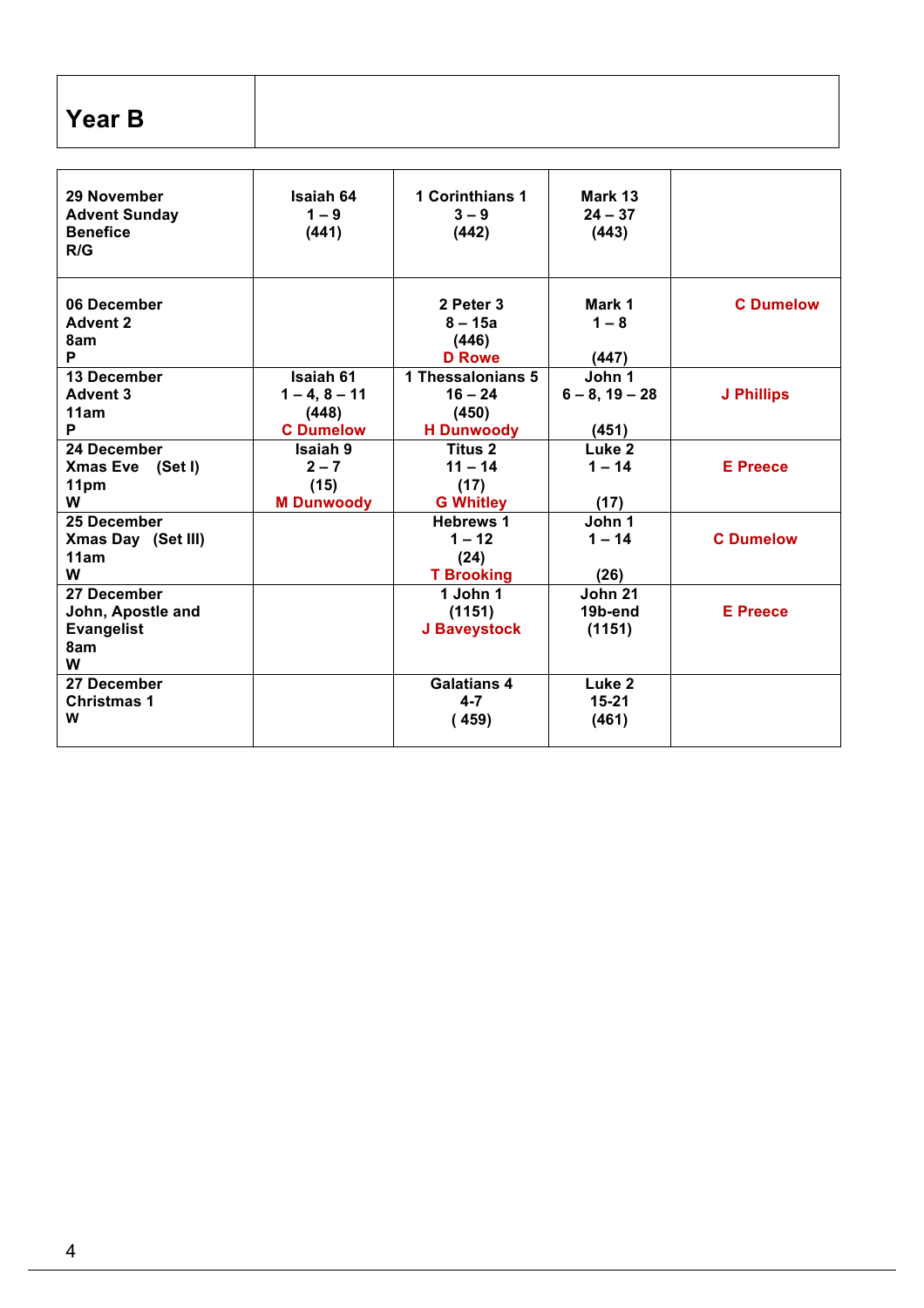| Year B | |
|---|---|

| | | | | |
|---|---|---|---|---|
| 29 November<br>Advent Sunday<br>Benefice<br>R/G | Isaiah 64<br>1 – 9<br>(441) | 1 Corinthians 1<br>3 – 9<br>(442) | Mark 13<br>24 – 37<br>(443) | |
| 06 December<br>Advent 2<br>8am<br>P | | 2 Peter 3<br>8 – 15a<br>(446)<br>D Rowe | Mark 1<br>1 – 8<br><br>(447) | C Dumelow |
| 13 December<br>Advent 3<br>11am<br>P | Isaiah 61<br>1 – 4, 8 – 11<br>(448)<br>C Dumelow | 1 Thessalonians 5<br>16 – 24<br>(450)<br>H Dunwoody | John 1<br>6 – 8, 19 – 28<br><br>(451) | J Phillips |
| 24 December<br>Xmas Eve (Set I)<br>11pm<br>W | Isaiah 9<br>2 – 7<br>(15)<br>M Dunwoody | Titus 2<br>11 – 14<br>(17)<br>G Whitley | Luke 2<br>1 – 14<br><br>(17) | E Preece |
| 25 December<br>Xmas Day (Set III)<br>11am<br>W | | Hebrews 1<br>1 – 12<br>(24)<br>T Brooking | John 1<br>1 – 14<br><br>(26) | C Dumelow |
| 27 December<br>John, Apostle and Evangelist<br>8am<br>W | | 1 John 1<br>(1151)<br>J Baveystock | John 21<br>19b-end<br>(1151) | E Preece |
| 27 December<br>Christmas 1<br>W | | Galatians 4<br>4-7<br>( 459) | Luke 2<br>15-21<br>(461) | |